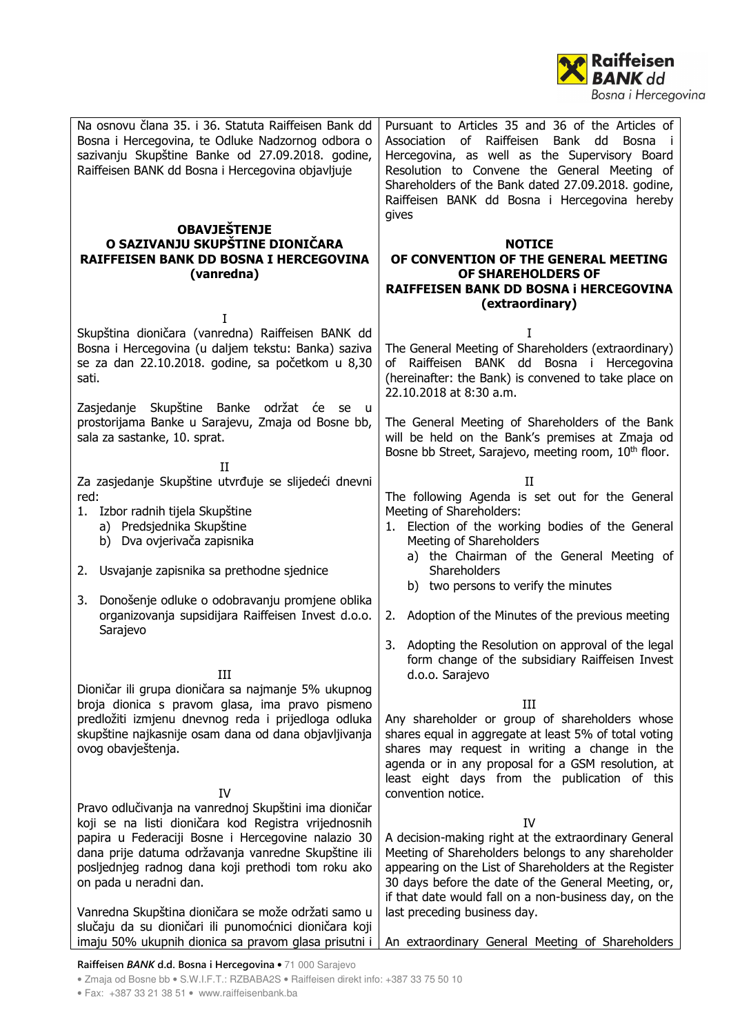Na osnovu člana 35. i 36. Statuta Raiffeisen Bank dd Bosna i Hercegovina, te Odluke Nadzornog odbora o sazivanju Skupštine Banke od 27.09.2018. godine, Raiffeisen BANK dd Bosna i Hercegovina objavljuje

**OBAVJEŠTENJE**
**O SAZIVANJU SKUPŠTINE DIONIČARA**
**RAIFFEISEN BANK DD BOSNA I HERCEGOVINA**
**(vanredna)**

I

Skupština dioničara (vanredna) Raiffeisen BANK dd Bosna i Hercegovina (u daljem tekstu: Banka) saziva se za dan 22.10.2018. godine, sa početkom u 8,30 sati.

Zasjedanje Skupštine Banke održat će se u prostorijama Banke u Sarajevu, Zmaja od Bosne bb, sala za sastanke, 10. sprat.

II

Za zasjedanje Skupštine utvrđuje se slijedeći dnevni red:

1. Izbor radnih tijela Skupštine
   a) Predsjednika Skupštine
   b) Dva ovjerivača zapisnika
2. Usvajanje zapisnika sa prethodne sjednice
3. Donošenje odluke o odobravanju promjene oblika organizovanja supsidijara Raiffeisen Invest d.o.o. Sarajevo

III

Dioničar ili grupa dioničara sa najmanje 5% ukupnog broja dionica s pravom glasa, ima pravo pismeno predložiti izmjenu dnevnog reda i prijedloga odluka skupštine najkasnije osam dana od dana objavljivanja ovog obavještenja.

IV

Pravo odlučivanja na vanrednoj Skupštini ima dioničar koji se na listi dioničara kod Registra vrijednosnih papira u Federaciji Bosne i Hercegovine nalazio 30 dana prije datuma održavanja vanredne Skupštine ili posljednjeg radnog dana koji prethodi tom roku ako on pada u neradni dan.

Vanredna Skupština dioničara se može održati samo u slučaju da su dioničari ili punomoćnici dioničara koji imaju 50% ukupnih dionica sa pravom glasa prisutni i

---

Pursuant to Articles 35 and 36 of the Articles of Association of Raiffeisen Bank dd Bosna i Hercegovina, as well as the Supervisory Board Resolution to Convene the General Meeting of Shareholders of the Bank dated 27.09.2018. godine, Raiffeisen BANK dd Bosna i Hercegovina hereby gives

**NOTICE**
**OF CONVENTION OF THE GENERAL MEETING**
**OF SHAREHOLDERS OF**
**RAIFFEISEN BANK DD BOSNA i HERCEGOVINA**
**(extraordinary)**

I

The General Meeting of Shareholders (extraordinary) of Raiffeisen BANK dd Bosna i Hercegovina (hereinafter: the Bank) is convened to take place on 22.10.2018 at 8:30 a.m.

The General Meeting of Shareholders of the Bank will be held on the Bank's premises at Zmaja od Bosne bb Street, Sarajevo, meeting room, 10th floor.

II

The following Agenda is set out for the General Meeting of Shareholders:

1. Election of the working bodies of the General Meeting of Shareholders
   a) the Chairman of the General Meeting of Shareholders
   b) two persons to verify the minutes
2. Adoption of the Minutes of the previous meeting
3. Adopting the Resolution on approval of the legal form change of the subsidiary Raiffeisen Invest d.o.o. Sarajevo

III

Any shareholder or group of shareholders whose shares equal in aggregate at least 5% of total voting shares may request in writing a change in the agenda or in any proposal for a GSM resolution, at least eight days from the publication of this convention notice.

IV

A decision-making right at the extraordinary General Meeting of Shareholders belongs to any shareholder appearing on the List of Shareholders at the Register 30 days before the date of the General Meeting, or, if that date would fall on a non-business day, on the last preceding business day.

An extraordinary General Meeting of Shareholders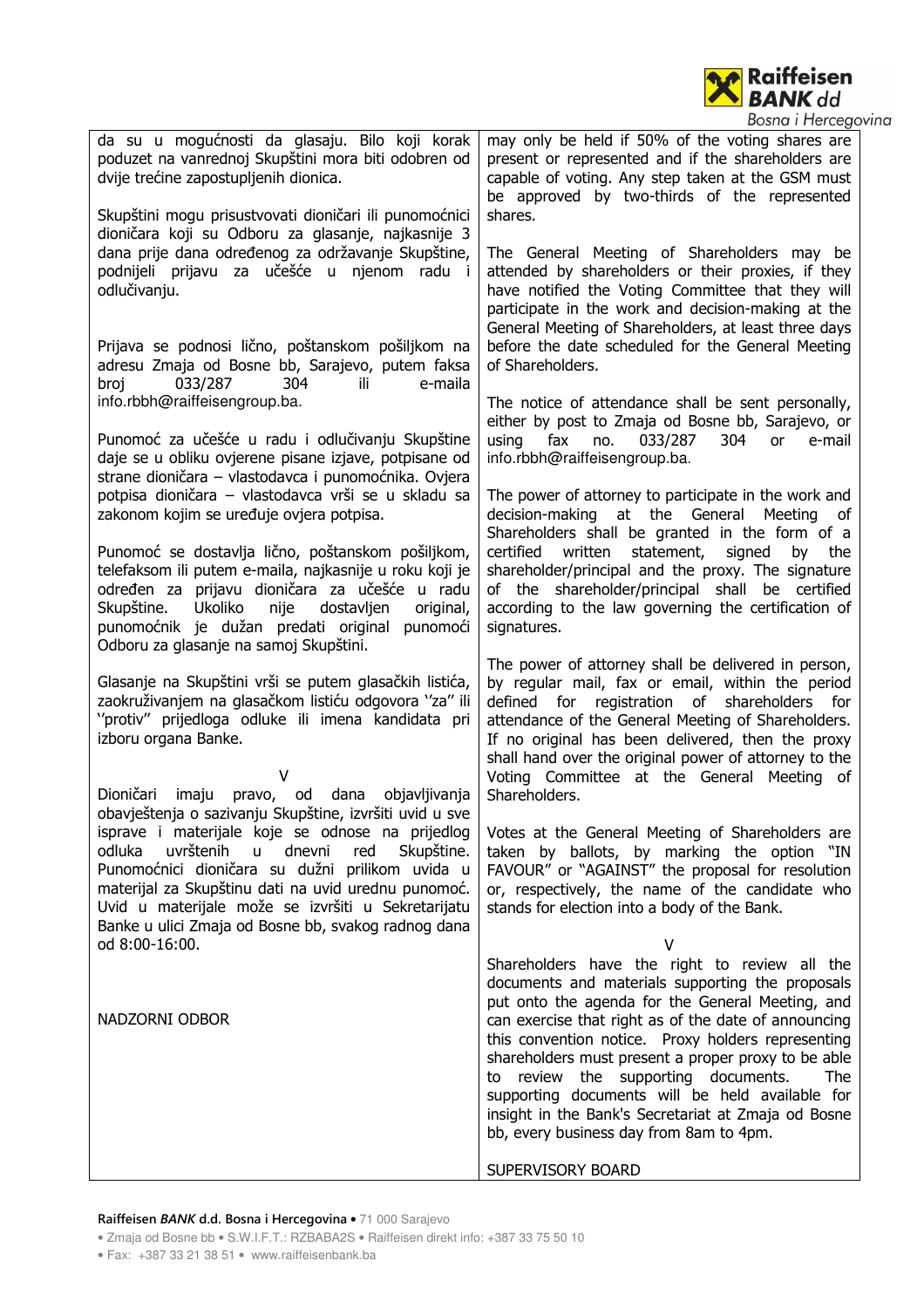da su u mogućnosti da glasaju. Bilo koji korak poduzet na vanrednoj Skupštini mora biti odobren od dvije trećine zastupljenih dionica.

Skupštini mogu prisustvovati dioničari ili punomoćnici dioničara koji su Odboru za glasanje, najkasnije 3 dana prije dana određenog za održavanje Skupštine, podnijeli prijavu za učešće u njenom radu i odlučivanju.

Prijava se podnosi lično, poštanskom pošiljkom na adresu Zmaja od Bosne bb, Sarajevo, putem faksa broj 033/287 304 ili e-maila info.rbbh@raiffeisengroup.ba.

Punomoć za učešće u radu i odlučivanju Skupštine daje se u obliku ovjerene pisane izjave, potpisane od strane dioničara – vlastodavca i punomoćnika. Ovjera potpisa dioničara – vlastodavca vrši se u skladu sa zakonom kojim se uređuje ovjera potpisa.

Punomoć se dostavlja lično, poštanskom pošiljkom, telefaksom ili putem e-maila, najkasnije u roku koji je određen za prijavu dioničara za učešće u radu Skupštine. Ukoliko nije dostavljen original, punomoćnik je dužan predati original punomoći Odboru za glasanje na samoj Skupštini.

Glasanje na Skupštini vrši se putem glasačkih listića, zaokruživanjem na glasačkom listiću odgovora ''za'' ili ''protiv'' prijedloga odluke ili imena kandidata pri izboru organa Banke.

V

Dioničari imaju pravo, od dana objavljivanja obavještenja o sazivanju Skupštine, izvršiti uvid u sve isprave i materijale koje se odnose na prijedlog odluka uvrštenih u dnevni red Skupštine. Punomoćnici dioničara su dužni prilikom uvida u materijal za Skupštinu dati na uvid urednu punomoć. Uvid u materijale može se izvršiti u Sekretarijatu Banke u ulici Zmaja od Bosne bb, svakog radnog dana od 8:00-16:00.

NADZORNI ODBOR

may only be held if 50% of the voting shares are present or represented and if the shareholders are capable of voting. Any step taken at the GSM must be approved by two-thirds of the represented shares.

The General Meeting of Shareholders may be attended by shareholders or their proxies, if they have notified the Voting Committee that they will participate in the work and decision-making at the General Meeting of Shareholders, at least three days before the date scheduled for the General Meeting of Shareholders.

The notice of attendance shall be sent personally, either by post to Zmaja od Bosne bb, Sarajevo, or using fax no. 033/287 304 or e-mail info.rbbh@raiffeisengroup.ba.

The power of attorney to participate in the work and decision-making at the General Meeting of Shareholders shall be granted in the form of a certified written statement, signed by the shareholder/principal and the proxy. The signature of the shareholder/principal shall be certified according to the law governing the certification of signatures.

The power of attorney shall be delivered in person, by regular mail, fax or email, within the period defined for registration of shareholders for attendance of the General Meeting of Shareholders. If no original has been delivered, then the proxy shall hand over the original power of attorney to the Voting Committee at the General Meeting of Shareholders.

Votes at the General Meeting of Shareholders are taken by ballots, by marking the option "IN FAVOUR" or "AGAINST" the proposal for resolution or, respectively, the name of the candidate who stands for election into a body of the Bank.

V

Shareholders have the right to review all the documents and materials supporting the proposals put onto the agenda for the General Meeting, and can exercise that right as of the date of announcing this convention notice. Proxy holders representing shareholders must present a proper proxy to be able to review the supporting documents. The supporting documents will be held available for insight in the Bank's Secretariat at Zmaja od Bosne bb, every business day from 8am to 4pm.

SUPERVISORY BOARD